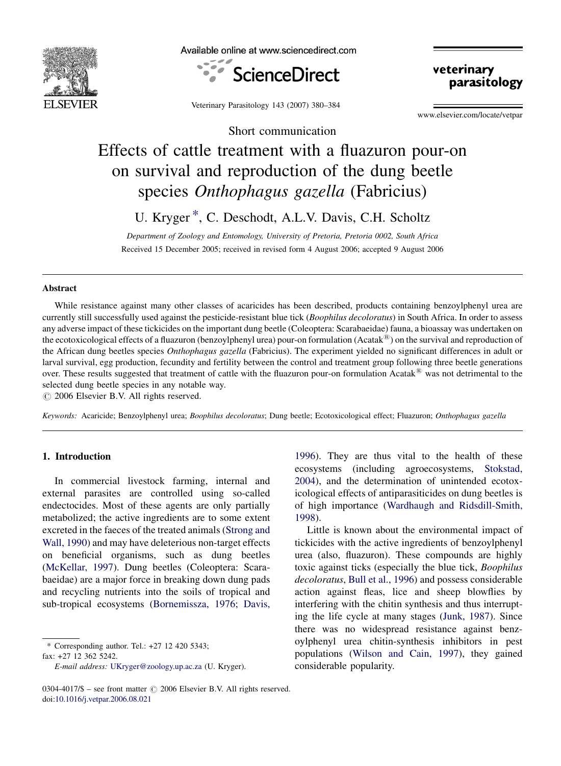Short communication

# Effects of cattle treatment with a fluazuron pour-on on survival and reproduction of the dung beetle species *Onthophagus gazella* (Fabricius)

U. Kryger *, C. Deschodt, A.L.V. Davis, C.H. Scholtz

*Department of Zoology and Entomology, University of Pretoria, Pretoria 0002, South Africa*

Received 15 December 2005; received in revised form 4 August 2006; accepted 9 August 2006

## Abstract

While resistance against many other classes of acaricides has been described, products containing benzoylphenyl urea are currently still successfully used against the pesticide-resistant blue tick (*Boophilus decoloratus*) in South Africa. In order to assess any adverse impact of these tickicides on the important dung beetle (Coleoptera: Scarabaeidae) fauna, a bioassay was undertaken on the ecotoxicological effects of a fluazuron (benzoylphenyl urea) pour-on formulation (Acatak®) on the survival and reproduction of the African dung beetles species *Onthophagus gazella* (Fabricius). The experiment yielded no significant differences in adult or larval survival, egg production, fecundity and fertility between the control and treatment group following three beetle generations over. These results suggested that treatment of cattle with the fluazuron pour-on formulation Acatak® was not detrimental to the selected dung beetle species in any notable way.

© 2006 Elsevier B.V. All rights reserved.

*Keywords:* Acaricide; Benzoylphenyl urea; *Boophilus decoloratus*; Dung beetle; Ecotoxicological effect; Fluazuron; *Onthophagus gazella*

## 1. Introduction

In commercial livestock farming, internal and external parasites are controlled using so-called endectocides. Most of these agents are only partially metabolized; the active ingredients are to some extent excreted in the faeces of the treated animals (Strong and Wall, 1990) and may have deleterious non-target effects on beneficial organisms, such as dung beetles (McKellar, 1997). Dung beetles (Coleoptera: Scarabaeidae) are a major force in breaking down dung pads and recycling nutrients into the soils of tropical and sub-tropical ecosystems (Bornemissza, 1976; Davis, 1996). They are thus vital to the health of these ecosystems (including agroecosystems, Stokstad, 2004), and the determination of unintended ecotoxicological effects of antiparasiticides on dung beetles is of high importance (Wardhaugh and Ridsdill-Smith, 1998).

Little is known about the environmental impact of tickicides with the active ingredients of benzoylphenyl urea (also, fluazuron). These compounds are highly toxic against ticks (especially the blue tick, *Boophilus decoloratus*, Bull et al., 1996) and possess considerable action against fleas, lice and sheep blowflies by interfering with the chitin synthesis and thus interrupting the life cycle at many stages (Junk, 1987). Since there was no widespread resistance against benzoylphenyl urea chitin-synthesis inhibitors in pest populations (Wilson and Cain, 1997), they gained considerable popularity.

* Corresponding author. Tel.: +27 12 420 5343; fax: +27 12 362 5242.
*E-mail address:* UKryger@zoology.up.ac.za (U. Kryger).

0304-4017/$ – see front matter © 2006 Elsevier B.V. All rights reserved.
doi:10.1016/j.vetpar.2006.08.021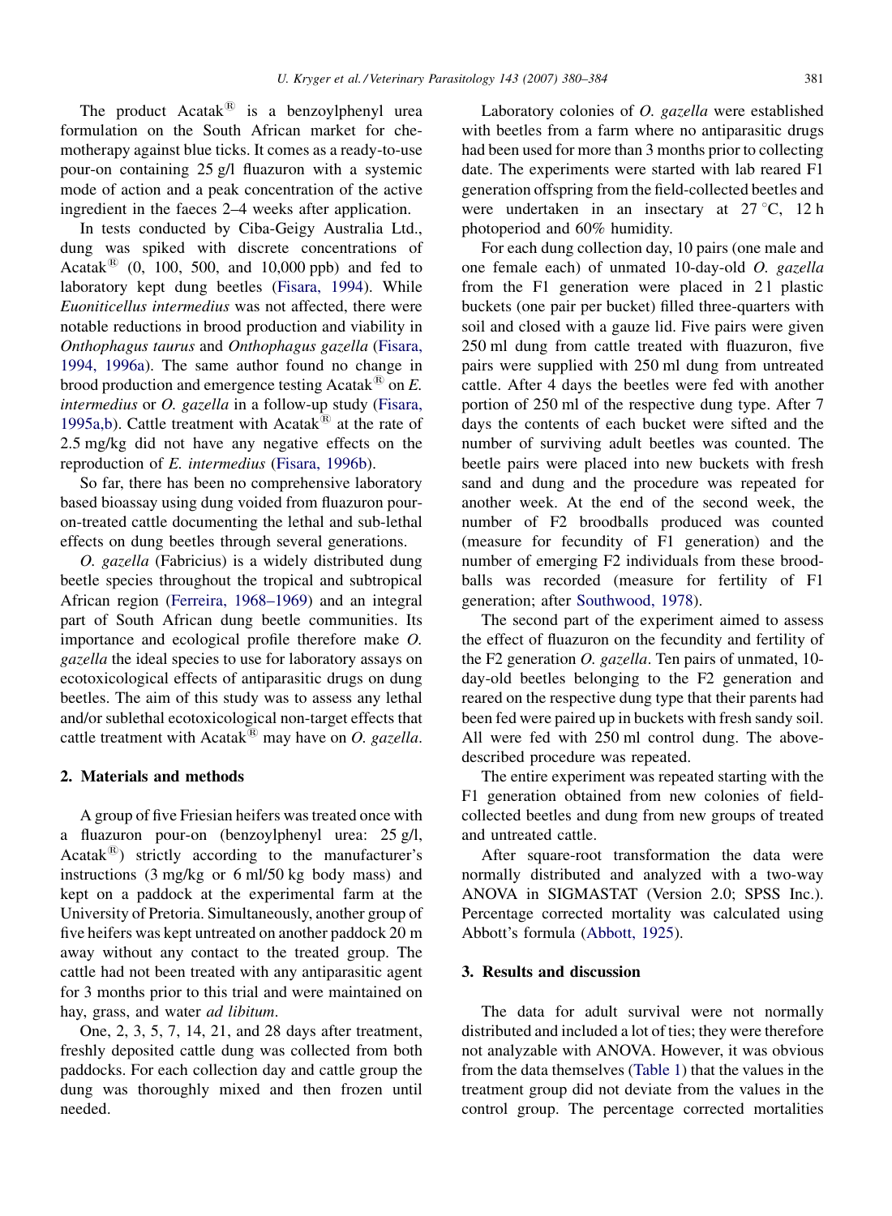The product Acatak® is a benzoylphenyl urea formulation on the South African market for chemotherapy against blue ticks. It comes as a ready-to-use pour-on containing 25 g/l fluazuron with a systemic mode of action and a peak concentration of the active ingredient in the faeces 2–4 weeks after application.

In tests conducted by Ciba-Geigy Australia Ltd., dung was spiked with discrete concentrations of Acatak® (0, 100, 500, and 10,000 ppb) and fed to laboratory kept dung beetles (Fisara, 1994). While *Euoniticellus intermedius* was not affected, there were notable reductions in brood production and viability in *Onthophagus taurus* and *Onthophagus gazella* (Fisara, 1994, 1996a). The same author found no change in brood production and emergence testing Acatak® on *E. intermedius* or *O. gazella* in a follow-up study (Fisara, 1995a,b). Cattle treatment with Acatak® at the rate of 2.5 mg/kg did not have any negative effects on the reproduction of *E. intermedius* (Fisara, 1996b).

So far, there has been no comprehensive laboratory based bioassay using dung voided from fluazuron pour-on-treated cattle documenting the lethal and sub-lethal effects on dung beetles through several generations.

*O. gazella* (Fabricius) is a widely distributed dung beetle species throughout the tropical and subtropical African region (Ferreira, 1968–1969) and an integral part of South African dung beetle communities. Its importance and ecological profile therefore make *O. gazella* the ideal species to use for laboratory assays on ecotoxicological effects of antiparasitic drugs on dung beetles. The aim of this study was to assess any lethal and/or sublethal ecotoxicological non-target effects that cattle treatment with Acatak® may have on *O. gazella*.

## 2. Materials and methods

A group of five Friesian heifers was treated once with a fluazuron pour-on (benzoylphenyl urea: 25 g/l, Acatak®) strictly according to the manufacturer's instructions (3 mg/kg or 6 ml/50 kg body mass) and kept on a paddock at the experimental farm at the University of Pretoria. Simultaneously, another group of five heifers was kept untreated on another paddock 20 m away without any contact to the treated group. The cattle had not been treated with any antiparasitic agent for 3 months prior to this trial and were maintained on hay, grass, and water *ad libitum*.

One, 2, 3, 5, 7, 14, 21, and 28 days after treatment, freshly deposited cattle dung was collected from both paddocks. For each collection day and cattle group the dung was thoroughly mixed and then frozen until needed.

Laboratory colonies of *O. gazella* were established with beetles from a farm where no antiparasitic drugs had been used for more than 3 months prior to collecting date. The experiments were started with lab reared F1 generation offspring from the field-collected beetles and were undertaken in an insectary at 27 °C, 12 h photoperiod and 60% humidity.

For each dung collection day, 10 pairs (one male and one female each) of unmated 10-day-old *O. gazella* from the F1 generation were placed in 2 l plastic buckets (one pair per bucket) filled three-quarters with soil and closed with a gauze lid. Five pairs were given 250 ml dung from cattle treated with fluazuron, five pairs were supplied with 250 ml dung from untreated cattle. After 4 days the beetles were fed with another portion of 250 ml of the respective dung type. After 7 days the contents of each bucket were sifted and the number of surviving adult beetles was counted. The beetle pairs were placed into new buckets with fresh sand and dung and the procedure was repeated for another week. At the end of the second week, the number of F2 broodballs produced was counted (measure for fecundity of F1 generation) and the number of emerging F2 individuals from these broodballs was recorded (measure for fertility of F1 generation; after Southwood, 1978).

The second part of the experiment aimed to assess the effect of fluazuron on the fecundity and fertility of the F2 generation *O. gazella*. Ten pairs of unmated, 10-day-old beetles belonging to the F2 generation and reared on the respective dung type that their parents had been fed were paired up in buckets with fresh sandy soil. All were fed with 250 ml control dung. The above-described procedure was repeated.

The entire experiment was repeated starting with the F1 generation obtained from new colonies of field-collected beetles and dung from new groups of treated and untreated cattle.

After square-root transformation the data were normally distributed and analyzed with a two-way ANOVA in SIGMASTAT (Version 2.0; SPSS Inc.). Percentage corrected mortality was calculated using Abbott's formula (Abbott, 1925).

## 3. Results and discussion

The data for adult survival were not normally distributed and included a lot of ties; they were therefore not analyzable with ANOVA. However, it was obvious from the data themselves (Table 1) that the values in the treatment group did not deviate from the values in the control group. The percentage corrected mortalities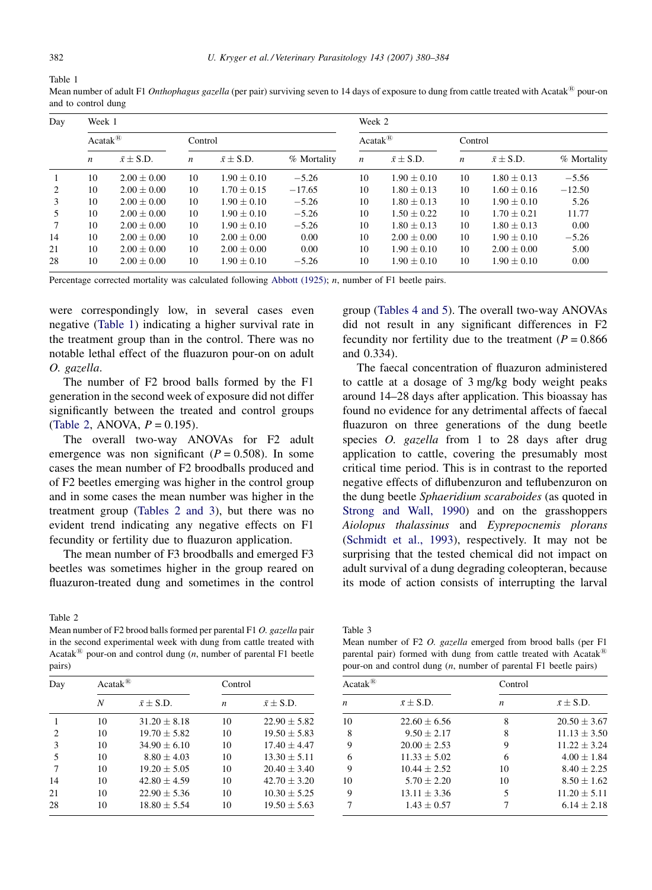Table 1
Mean number of adult F1 *Onthophagus gazella* (per pair) surviving seven to 14 days of exposure to dung from cattle treated with Acatak® pour-on and to control dung

| Day | Week 1 | | | | | Week 2 | | | | |
|---|---|---|---|---|---|---|---|---|---|---|
| | Acatak® | | Control | | | Acatak® | | Control | | |
| | *n* | $\bar{x} \pm$ S.D. | *n* | $\bar{x} \pm$ S.D. | % Mortality | *n* | $\bar{x} \pm$ S.D. | *n* | $\bar{x} \pm$ S.D. | % Mortality |
| 1 | 10 | 2.00 ± 0.00 | 10 | 1.90 ± 0.10 | −5.26 | 10 | 1.90 ± 0.10 | 10 | 1.80 ± 0.13 | −5.56 |
| 2 | 10 | 2.00 ± 0.00 | 10 | 1.70 ± 0.15 | −17.65 | 10 | 1.80 ± 0.13 | 10 | 1.60 ± 0.16 | −12.50 |
| 3 | 10 | 2.00 ± 0.00 | 10 | 1.90 ± 0.10 | −5.26 | 10 | 1.80 ± 0.13 | 10 | 1.90 ± 0.10 | 5.26 |
| 5 | 10 | 2.00 ± 0.00 | 10 | 1.90 ± 0.10 | −5.26 | 10 | 1.50 ± 0.22 | 10 | 1.70 ± 0.21 | 11.77 |
| 7 | 10 | 2.00 ± 0.00 | 10 | 1.90 ± 0.10 | −5.26 | 10 | 1.80 ± 0.13 | 10 | 1.80 ± 0.13 | 0.00 |
| 14 | 10 | 2.00 ± 0.00 | 10 | 2.00 ± 0.00 | 0.00 | 10 | 2.00 ± 0.00 | 10 | 1.90 ± 0.10 | −5.26 |
| 21 | 10 | 2.00 ± 0.00 | 10 | 2.00 ± 0.00 | 0.00 | 10 | 1.90 ± 0.10 | 10 | 2.00 ± 0.00 | 5.00 |
| 28 | 10 | 2.00 ± 0.00 | 10 | 1.90 ± 0.10 | −5.26 | 10 | 1.90 ± 0.10 | 10 | 1.90 ± 0.10 | 0.00 |

Percentage corrected mortality was calculated following Abbott (1925); *n*, number of F1 beetle pairs.

were correspondingly low, in several cases even negative (Table 1) indicating a higher survival rate in the treatment group than in the control. There was no notable lethal effect of the fluazuron pour-on on adult *O. gazella*.

The number of F2 brood balls formed by the F1 generation in the second week of exposure did not differ significantly between the treated and control groups (Table 2, ANOVA, $P = 0.195$).

The overall two-way ANOVAs for F2 adult emergence was non significant ($P = 0.508$). In some cases the mean number of F2 broodballs produced and of F2 beetles emerging was higher in the control group and in some cases the mean number was higher in the treatment group (Tables 2 and 3), but there was no evident trend indicating any negative effects on F1 fecundity or fertility due to fluazuron application.

The mean number of F3 broodballs and emerged F3 beetles was sometimes higher in the group reared on fluazuron-treated dung and sometimes in the control group (Tables 4 and 5). The overall two-way ANOVAs did not result in any significant differences in F2 fecundity nor fertility due to the treatment ($P = 0.866$ and 0.334).

The faecal concentration of fluazuron administered to cattle at a dosage of 3 mg/kg body weight peaks around 14–28 days after application. This bioassay has found no evidence for any detrimental affects of faecal fluazuron on three generations of the dung beetle species *O. gazella* from 1 to 28 days after drug application to cattle, covering the presumably most critical time period. This is in contrast to the reported negative effects of diflubenzuron and teflubenzuron on the dung beetle *Sphaeridium scaraboides* (as quoted in Strong and Wall, 1990) and on the grasshoppers *Aiolopus thalassinus* and *Eyprepocnemis plorans* (Schmidt et al., 1993), respectively. It may not be surprising that the tested chemical did not impact on adult survival of a dung degrading coleopteran, because its mode of action consists of interrupting the larval

Table 2
Mean number of F2 brood balls formed per parental F1 *O. gazella* pair in the second experimental week with dung from cattle treated with Acatak® pour-on and control dung (*n*, number of parental F1 beetle pairs)

| Day | Acatak® | | Control | |
|---|---|---|---|---|
| | *N* | $\bar{x} \pm$ S.D. | *n* | $\bar{x} \pm$ S.D. |
| 1 | 10 | 31.20 ± 8.18 | 10 | 22.90 ± 5.82 |
| 2 | 10 | 19.70 ± 5.82 | 10 | 19.50 ± 5.83 |
| 3 | 10 | 34.90 ± 6.10 | 10 | 17.40 ± 4.47 |
| 5 | 10 | 8.80 ± 4.03 | 10 | 13.30 ± 5.11 |
| 7 | 10 | 19.20 ± 5.05 | 10 | 20.40 ± 3.40 |
| 14 | 10 | 42.80 ± 4.59 | 10 | 42.70 ± 3.20 |
| 21 | 10 | 22.90 ± 5.36 | 10 | 10.30 ± 5.25 |
| 28 | 10 | 18.80 ± 5.54 | 10 | 19.50 ± 5.63 |

Table 3
Mean number of F2 *O. gazella* emerged from brood balls (per F1 parental pair) formed with dung from cattle treated with Acatak® pour-on and control dung (*n*, number of parental F1 beetle pairs)

| Acatak® | | Control | |
|---|---|---|---|
| *n* | $\bar{x} \pm$ S.D. | *n* | $\bar{x} \pm$ S.D. |
| 10 | 22.60 ± 6.56 | 8 | 20.50 ± 3.67 |
| 8 | 9.50 ± 2.17 | 8 | 11.13 ± 3.50 |
| 9 | 20.00 ± 2.53 | 9 | 11.22 ± 3.24 |
| 6 | 11.33 ± 5.02 | 6 | 4.00 ± 1.84 |
| 9 | 10.44 ± 2.52 | 10 | 8.40 ± 2.25 |
| 10 | 5.70 ± 2.20 | 10 | 8.50 ± 1.62 |
| 9 | 13.11 ± 3.36 | 5 | 11.20 ± 5.11 |
| 7 | 1.43 ± 0.57 | 7 | 6.14 ± 2.18 |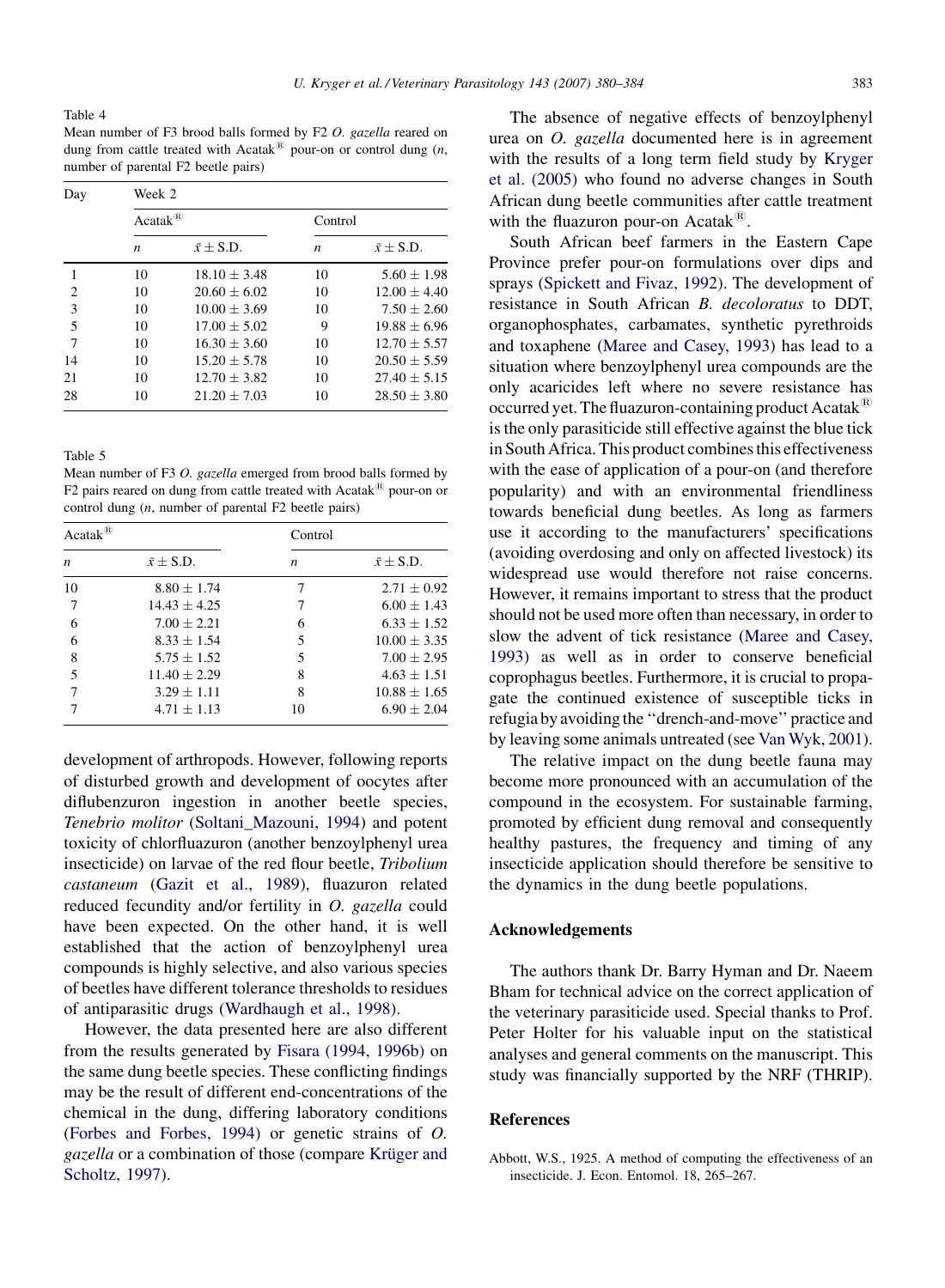Table 4
Mean number of F3 brood balls formed by F2 *O. gazella* reared on dung from cattle treated with Acatak® pour-on or control dung (*n*, number of parental F2 beetle pairs)

| Day | Week 2 | | | |
|---|---|---|---|---|
| | Acatak® | | Control | |
| | *n* | $\bar{x} \pm$ S.D. | *n* | $\bar{x} \pm$ S.D. |
| 1 | 10 | 18.10 ± 3.48 | 10 | 5.60 ± 1.98 |
| 2 | 10 | 20.60 ± 6.02 | 10 | 12.00 ± 4.40 |
| 3 | 10 | 10.00 ± 3.69 | 10 | 7.50 ± 2.60 |
| 5 | 10 | 17.00 ± 5.02 | 9 | 19.88 ± 6.96 |
| 7 | 10 | 16.30 ± 3.60 | 10 | 12.70 ± 5.57 |
| 14 | 10 | 15.20 ± 5.78 | 10 | 20.50 ± 5.59 |
| 21 | 10 | 12.70 ± 3.82 | 10 | 27.40 ± 5.15 |
| 28 | 10 | 21.20 ± 7.03 | 10 | 28.50 ± 3.80 |

Table 5
Mean number of F3 *O. gazella* emerged from brood balls formed by F2 pairs reared on dung from cattle treated with Acatak® pour-on or control dung (*n*, number of parental F2 beetle pairs)

| Acatak® | | Control | |
|---|---|---|---|
| *n* | $\bar{x} \pm$ S.D. | *n* | $\bar{x} \pm$ S.D. |
| 10 | 8.80 ± 1.74 | 7 | 2.71 ± 0.92 |
| 7 | 14.43 ± 4.25 | 7 | 6.00 ± 1.43 |
| 6 | 7.00 ± 2.21 | 6 | 6.33 ± 1.52 |
| 6 | 8.33 ± 1.54 | 5 | 10.00 ± 3.35 |
| 8 | 5.75 ± 1.52 | 5 | 7.00 ± 2.95 |
| 5 | 11.40 ± 2.29 | 8 | 4.63 ± 1.51 |
| 7 | 3.29 ± 1.11 | 8 | 10.88 ± 1.65 |
| 7 | 4.71 ± 1.13 | 10 | 6.90 ± 2.04 |

development of arthropods. However, following reports of disturbed growth and development of oocytes after diflubenzuron ingestion in another beetle species, *Tenebrio molitor* (Soltani_Mazouni, 1994) and potent toxicity of chlorfluazuron (another benzoylphenyl urea insecticide) on larvae of the red flour beetle, *Tribolium castaneum* (Gazit et al., 1989), fluazuron related reduced fecundity and/or fertility in *O. gazella* could have been expected. On the other hand, it is well established that the action of benzoylphenyl urea compounds is highly selective, and also various species of beetles have different tolerance thresholds to residues of antiparasitic drugs (Wardhaugh et al., 1998).

However, the data presented here are also different from the results generated by Fisara (1994, 1996b) on the same dung beetle species. These conflicting findings may be the result of different end-concentrations of the chemical in the dung, differing laboratory conditions (Forbes and Forbes, 1994) or genetic strains of *O. gazella* or a combination of those (compare Krüger and Scholtz, 1997).

The absence of negative effects of benzoylphenyl urea on *O. gazella* documented here is in agreement with the results of a long term field study by Kryger et al. (2005) who found no adverse changes in South African dung beetle communities after cattle treatment with the fluazuron pour-on Acatak®.

South African beef farmers in the Eastern Cape Province prefer pour-on formulations over dips and sprays (Spickett and Fivaz, 1992). The development of resistance in South African *B. decoloratus* to DDT, organophosphates, carbamates, synthetic pyrethroids and toxaphene (Maree and Casey, 1993) has lead to a situation where benzoylphenyl urea compounds are the only acaricides left where no severe resistance has occurred yet. The fluazuron-containing product Acatak® is the only parasiticide still effective against the blue tick in South Africa. This product combines this effectiveness with the ease of application of a pour-on (and therefore popularity) and with an environmental friendliness towards beneficial dung beetles. As long as farmers use it according to the manufacturers' specifications (avoiding overdosing and only on affected livestock) its widespread use would therefore not raise concerns. However, it remains important to stress that the product should not be used more often than necessary, in order to slow the advent of tick resistance (Maree and Casey, 1993) as well as in order to conserve beneficial coprophagus beetles. Furthermore, it is crucial to propagate the continued existence of susceptible ticks in refugia by avoiding the "drench-and-move" practice and by leaving some animals untreated (see Van Wyk, 2001).

The relative impact on the dung beetle fauna may become more pronounced with an accumulation of the compound in the ecosystem. For sustainable farming, promoted by efficient dung removal and consequently healthy pastures, the frequency and timing of any insecticide application should therefore be sensitive to the dynamics in the dung beetle populations.

## Acknowledgements

The authors thank Dr. Barry Hyman and Dr. Naeem Bham for technical advice on the correct application of the veterinary parasiticide used. Special thanks to Prof. Peter Holter for his valuable input on the statistical analyses and general comments on the manuscript. This study was financially supported by the NRF (THRIP).

## References

Abbott, W.S., 1925. A method of computing the effectiveness of an insecticide. J. Econ. Entomol. 18, 265–267.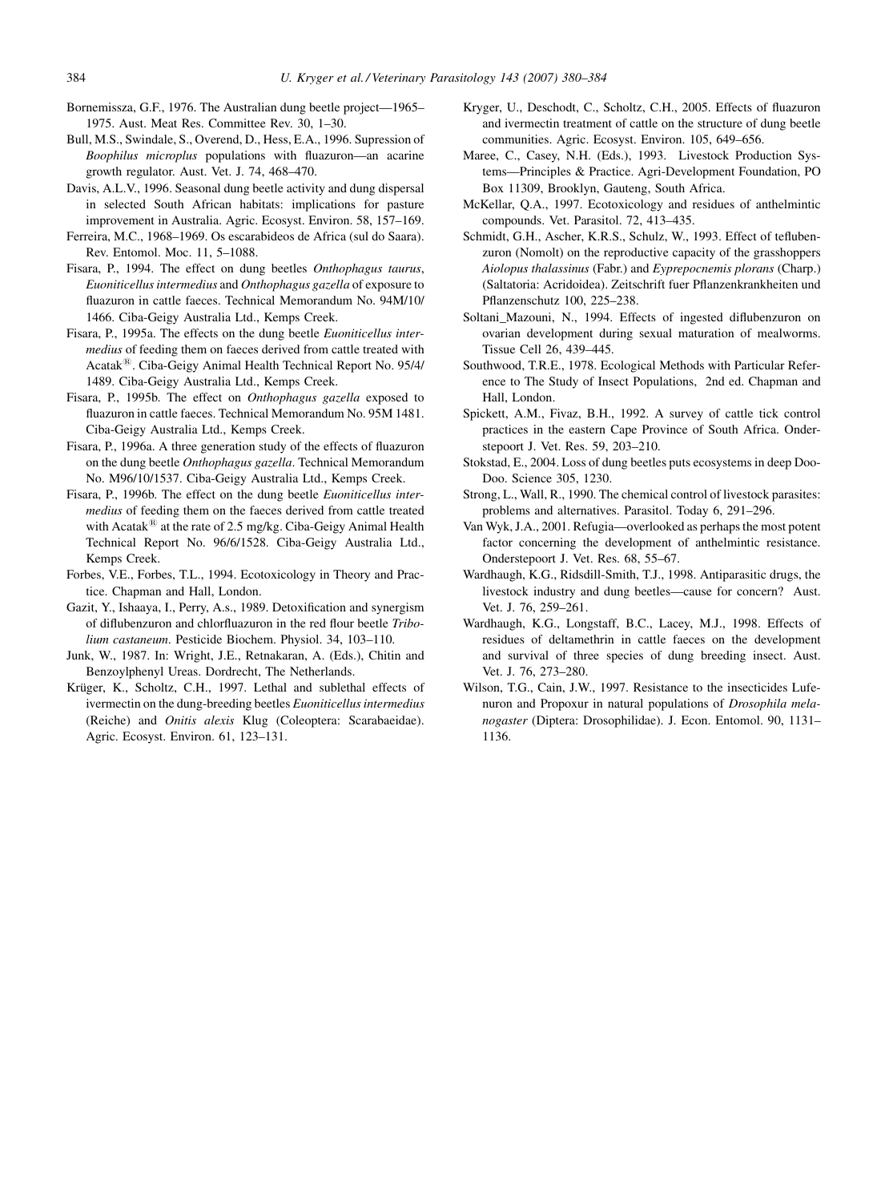Bornemissza, G.F., 1976. The Australian dung beetle project—1965–1975. Aust. Meat Res. Committee Rev. 30, 1–30.

Bull, M.S., Swindale, S., Overend, D., Hess, E.A., 1996. Supression of *Boophilus microplus* populations with fluazuron—an acarine growth regulator. Aust. Vet. J. 74, 468–470.

Davis, A.L.V., 1996. Seasonal dung beetle activity and dung dispersal in selected South African habitats: implications for pasture improvement in Australia. Agric. Ecosyst. Environ. 58, 157–169.

Ferreira, M.C., 1968–1969. Os escarabideos de Africa (sul do Saara). Rev. Entomol. Moc. 11, 5–1088.

Fisara, P., 1994. The effect on dung beetles *Onthophagus taurus*, *Euoniticellus intermedius* and *Onthophagus gazella* of exposure to fluazuron in cattle faeces. Technical Memorandum No. 94M/10/1466. Ciba-Geigy Australia Ltd., Kemps Creek.

Fisara, P., 1995a. The effects on the dung beetle *Euoniticellus intermedius* of feeding them on faeces derived from cattle treated with Acatak®. Ciba-Geigy Animal Health Technical Report No. 95/4/1489. Ciba-Geigy Australia Ltd., Kemps Creek.

Fisara, P., 1995b. The effect on *Onthophagus gazella* exposed to fluazuron in cattle faeces. Technical Memorandum No. 95M 1481. Ciba-Geigy Australia Ltd., Kemps Creek.

Fisara, P., 1996a. A three generation study of the effects of fluazuron on the dung beetle *Onthophagus gazella*. Technical Memorandum No. M96/10/1537. Ciba-Geigy Australia Ltd., Kemps Creek.

Fisara, P., 1996b. The effect on the dung beetle *Euoniticellus intermedius* of feeding them on the faeces derived from cattle treated with Acatak® at the rate of 2.5 mg/kg. Ciba-Geigy Animal Health Technical Report No. 96/6/1528. Ciba-Geigy Australia Ltd., Kemps Creek.

Forbes, V.E., Forbes, T.L., 1994. Ecotoxicology in Theory and Practice. Chapman and Hall, London.

Gazit, Y., Ishaaya, I., Perry, A.s., 1989. Detoxification and synergism of diflubenzuron and chlorfluazuron in the red flour beetle *Tribolium castaneum*. Pesticide Biochem. Physiol. 34, 103–110.

Junk, W., 1987. In: Wright, J.E., Retnakaran, A. (Eds.), Chitin and Benzoylphenyl Ureas. Dordrecht, The Netherlands.

Krüger, K., Scholtz, C.H., 1997. Lethal and sublethal effects of ivermectin on the dung-breeding beetles *Euoniticellus intermedius* (Reiche) and *Onitis alexis* Klug (Coleoptera: Scarabaeidae). Agric. Ecosyst. Environ. 61, 123–131.

Kryger, U., Deschodt, C., Scholtz, C.H., 2005. Effects of fluazuron and ivermectin treatment of cattle on the structure of dung beetle communities. Agric. Ecosyst. Environ. 105, 649–656.

Maree, C., Casey, N.H. (Eds.), 1993. Livestock Production Systems—Principles & Practice. Agri-Development Foundation, PO Box 11309, Brooklyn, Gauteng, South Africa.

McKellar, Q.A., 1997. Ecotoxicology and residues of anthelmintic compounds. Vet. Parasitol. 72, 413–435.

Schmidt, G.H., Ascher, K.R.S., Schulz, W., 1993. Effect of teflubenzuron (Nomolt) on the reproductive capacity of the grasshoppers *Aiolopus thalassinus* (Fabr.) and *Eyprepocnemis plorans* (Charp.) (Saltatoria: Acridoidea). Zeitschrift fuer Pflanzenkrankheiten und Pflanzenschutz 100, 225–238.

Soltani_Mazouni, N., 1994. Effects of ingested diflubenzuron on ovarian development during sexual maturation of mealworms. Tissue Cell 26, 439–445.

Southwood, T.R.E., 1978. Ecological Methods with Particular Reference to The Study of Insect Populations, 2nd ed. Chapman and Hall, London.

Spickett, A.M., Fivaz, B.H., 1992. A survey of cattle tick control practices in the eastern Cape Province of South Africa. Onderstepoort J. Vet. Res. 59, 203–210.

Stokstad, E., 2004. Loss of dung beetles puts ecosystems in deep Doo-Doo. Science 305, 1230.

Strong, L., Wall, R., 1990. The chemical control of livestock parasites: problems and alternatives. Parasitol. Today 6, 291–296.

Van Wyk, J.A., 2001. Refugia—overlooked as perhaps the most potent factor concerning the development of anthelmintic resistance. Onderstepoort J. Vet. Res. 68, 55–67.

Wardhaugh, K.G., Ridsdill-Smith, T.J., 1998. Antiparasitic drugs, the livestock industry and dung beetles—cause for concern? Aust. Vet. J. 76, 259–261.

Wardhaugh, K.G., Longstaff, B.C., Lacey, M.J., 1998. Effects of residues of deltamethrin in cattle faeces on the development and survival of three species of dung breeding insect. Aust. Vet. J. 76, 273–280.

Wilson, T.G., Cain, J.W., 1997. Resistance to the insecticides Lufenuron and Propoxur in natural populations of *Drosophila melanogaster* (Diptera: Drosophilidae). J. Econ. Entomol. 90, 1131–1136.